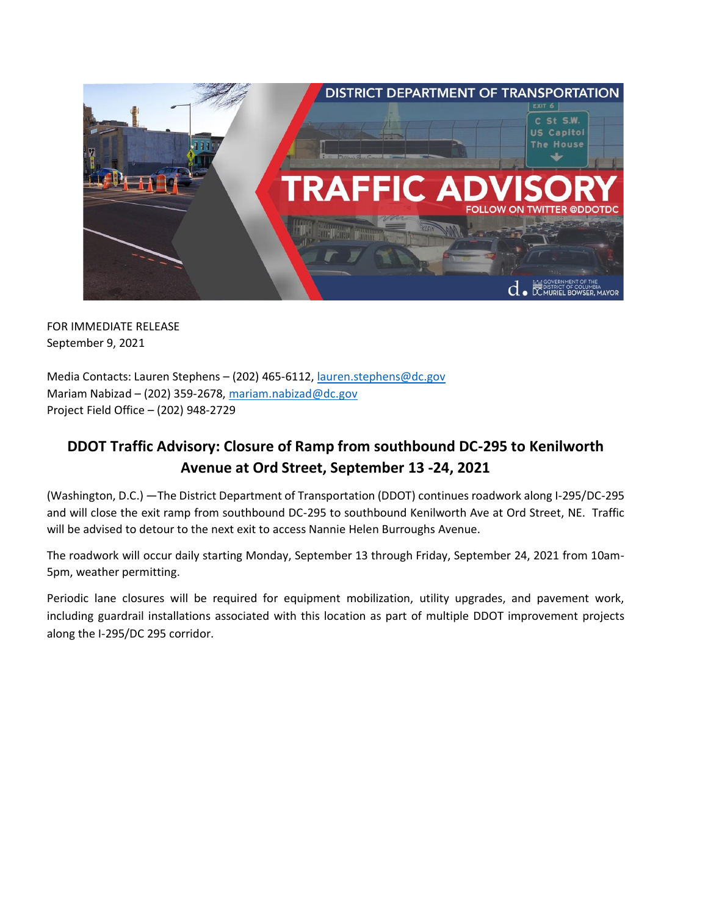FOR IMMEDIATE RELEASE
September 9, 2021

Media Contacts: Lauren Stephens – (202) 465-6112, lauren.stephens@dc.gov
Mariam Nabizad – (202) 359-2678, mariam.nabizad@dc.gov
Project Field Office – (202) 948-2729

## DDOT Traffic Advisory: Closure of Ramp from southbound DC-295 to Kenilworth Avenue at Ord Street, September 13 -24, 2021

(Washington, D.C.) —The District Department of Transportation (DDOT) continues roadwork along I-295/DC-295 and will close the exit ramp from southbound DC-295 to southbound Kenilworth Ave at Ord Street, NE. Traffic will be advised to detour to the next exit to access Nannie Helen Burroughs Avenue.

The roadwork will occur daily starting Monday, September 13 through Friday, September 24, 2021 from 10am-5pm, weather permitting.

Periodic lane closures will be required for equipment mobilization, utility upgrades, and pavement work, including guardrail installations associated with this location as part of multiple DDOT improvement projects along the I-295/DC 295 corridor.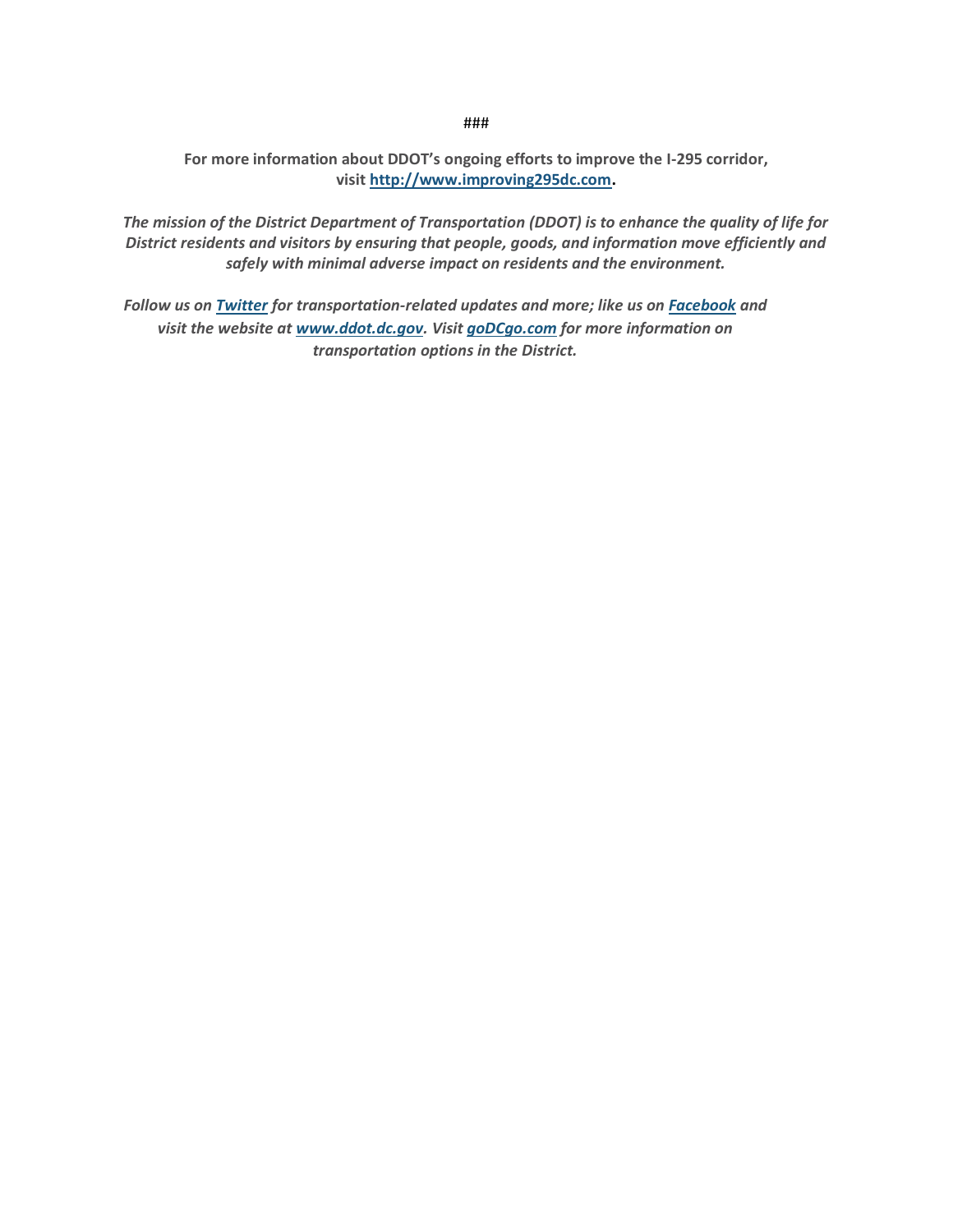###

**For more information about DDOT's ongoing efforts to improve the I-295 corridor, visit [http://www.improving295dc.com](http://www.improving295dc.com).**

***The mission of the District Department of Transportation (DDOT) is to enhance the quality of life for District residents and visitors by ensuring that people, goods, and information move efficiently and safely with minimal adverse impact on residents and the environment.***

***Follow us on Twitter for transportation-related updates and more; like us on Facebook and visit the website at www.ddot.dc.gov. Visit goDCgo.com for more information on transportation options in the District.***